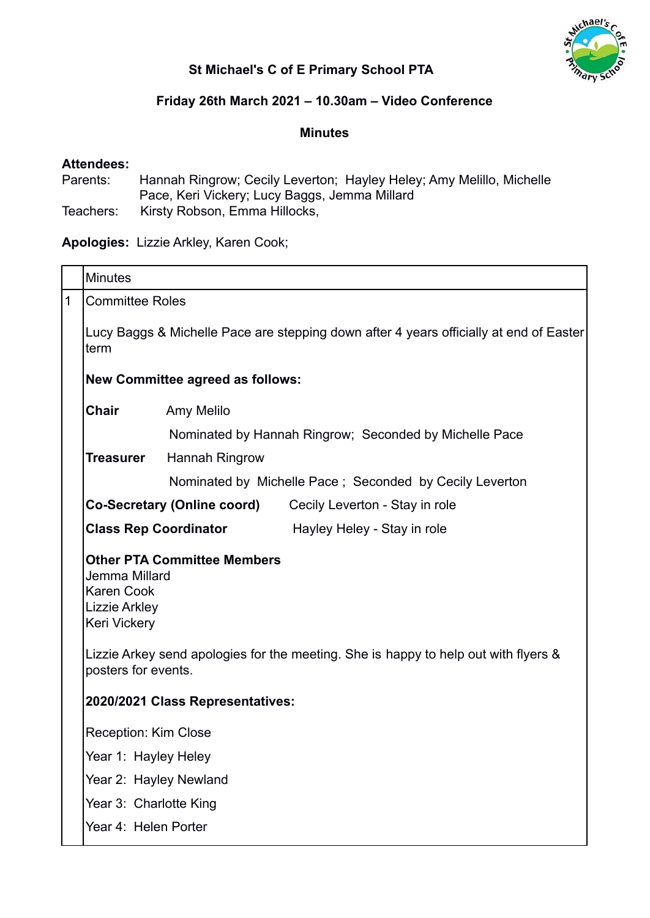**St Michael's C of E Primary School PTA**

**Friday 26th March 2021 – 10.30am – Video Conference**

**Minutes**

**Attendees:**

Parents: Hannah Ringrow; Cecily Leverton; Hayley Heley; Amy Melillo, Michelle Pace, Keri Vickery; Lucy Baggs, Jemma Millard

Teachers: Kirsty Robson, Emma Hillocks,

**Apologies:** Lizzie Arkley, Karen Cook;

| | Minutes |
|---|---|
| 1 | Committee Roles<br><br>Lucy Baggs & Michelle Pace are stepping down after 4 years officially at end of Easter term<br><br>**New Committee agreed as follows:**<br><br>**Chair** Amy Melilo<br>Nominated by Hannah Ringrow; Seconded by Michelle Pace<br>**Treasurer** Hannah Ringrow<br>Nominated by Michelle Pace ; Seconded by Cecily Leverton<br>**Co-Secretary (Online coord)** Cecily Leverton - Stay in role<br>**Class Rep Coordinator** Hayley Heley - Stay in role<br><br>**Other PTA Committee Members**<br>Jemma Millard<br>Karen Cook<br>Lizzie Arkley<br>Keri Vickery<br><br>Lizzie Arkey send apologies for the meeting. She is happy to help out with flyers & posters for events.<br><br>**2020/2021 Class Representatives:**<br><br>Reception: Kim Close<br>Year 1: Hayley Heley<br>Year 2: Hayley Newland<br>Year 3: Charlotte King<br>Year 4: Helen Porter |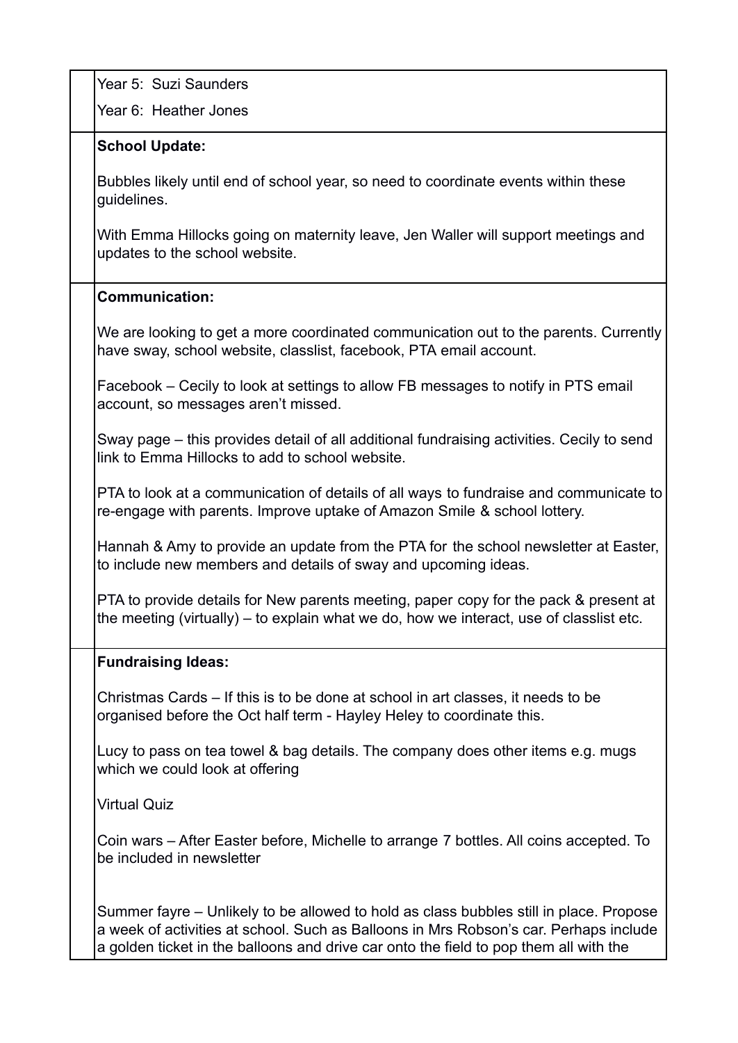| | |
|---|---|
| | Year 5: Suzi Saunders<br><br>Year 6: Heather Jones |
| | **School Update:**<br><br>Bubbles likely until end of school year, so need to coordinate events within these guidelines.<br><br>With Emma Hillocks going on maternity leave, Jen Waller will support meetings and updates to the school website. |
| | **Communication:**<br><br>We are looking to get a more coordinated communication out to the parents. Currently have sway, school website, classlist, facebook, PTA email account.<br><br>Facebook – Cecily to look at settings to allow FB messages to notify in PTS email account, so messages aren't missed.<br><br>Sway page – this provides detail of all additional fundraising activities. Cecily to send link to Emma Hillocks to add to school website.<br><br>PTA to look at a communication of details of all ways to fundraise and communicate to re-engage with parents. Improve uptake of Amazon Smile & school lottery.<br><br>Hannah & Amy to provide an update from the PTA for the school newsletter at Easter, to include new members and details of sway and upcoming ideas.<br><br>PTA to provide details for New parents meeting, paper copy for the pack & present at the meeting (virtually) – to explain what we do, how we interact, use of classlist etc. |
| | **Fundraising Ideas:**<br><br>Christmas Cards – If this is to be done at school in art classes, it needs to be organised before the Oct half term - Hayley Heley to coordinate this.<br><br>Lucy to pass on tea towel & bag details. The company does other items e.g. mugs which we could look at offering<br><br>Virtual Quiz<br><br>Coin wars – After Easter before, Michelle to arrange 7 bottles. All coins accepted. To be included in newsletter<br><br>Summer fayre – Unlikely to be allowed to hold as class bubbles still in place. Propose a week of activities at school. Such as Balloons in Mrs Robson's car. Perhaps include a golden ticket in the balloons and drive car onto the field to pop them all with the |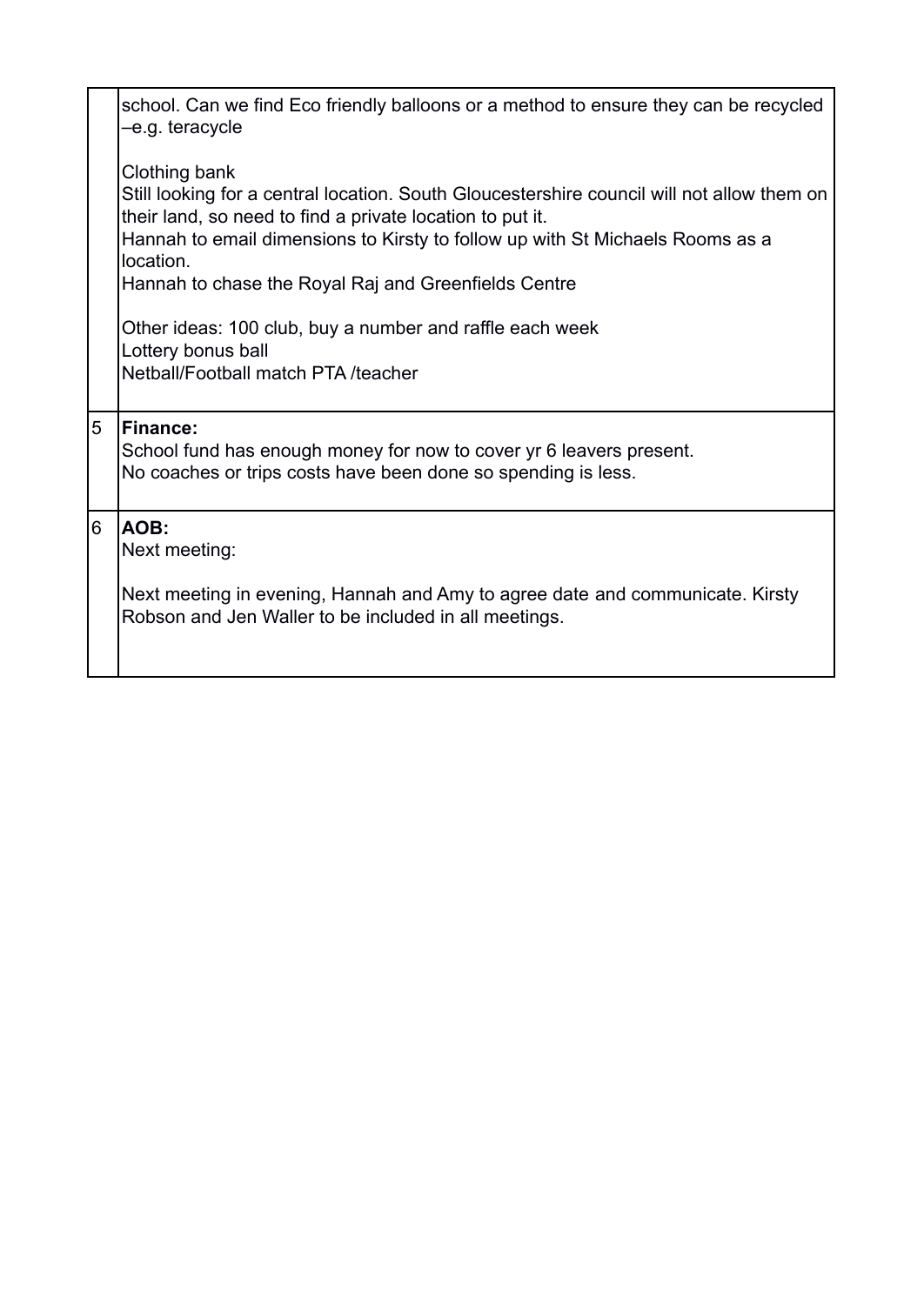| | |
|---|---|
| | school. Can we find Eco friendly balloons or a method to ensure they can be recycled –e.g. teracycle<br><br>Clothing bank<br>Still looking for a central location. South Gloucestershire council will not allow them on their land, so need to find a private location to put it.<br>Hannah to email dimensions to Kirsty to follow up with St Michaels Rooms as a location.<br>Hannah to chase the Royal Raj and Greenfields Centre<br><br>Other ideas: 100 club, buy a number and raffle each week<br>Lottery bonus ball<br>Netball/Football match PTA /teacher |
| 5 | **Finance:**<br>School fund has enough money for now to cover yr 6 leavers present.<br>No coaches or trips costs have been done so spending is less. |
| 6 | **AOB:**<br>Next meeting:<br><br>Next meeting in evening, Hannah and Amy to agree date and communicate. Kirsty Robson and Jen Waller to be included in all meetings. |